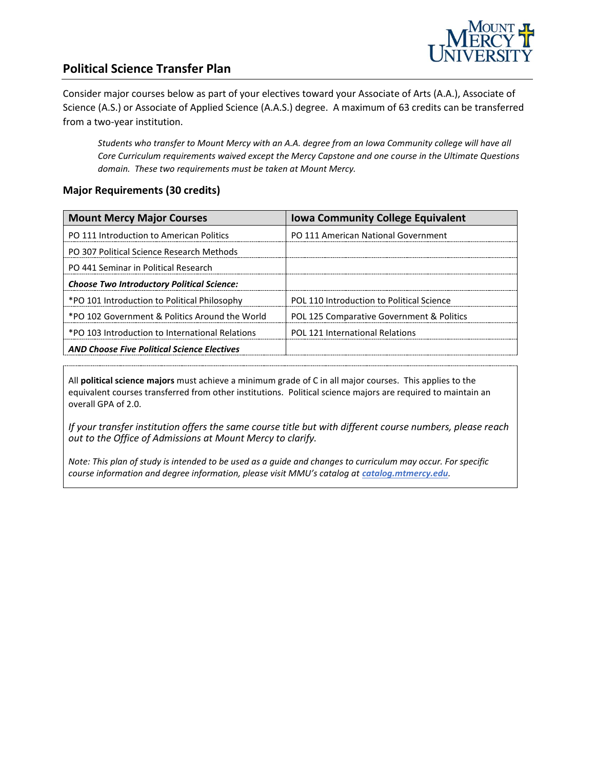## Political Science Transfer Plan

Consider major courses below as part of your electives toward your Associate of Arts (A.A.), Associate of Science (A.S.) or Associate of Applied Science (A.A.S.) degree. A maximum of 63 credits can be transferred from a two-year institution.

> *Students who transfer to Mount Mercy with an A.A. degree from an Iowa Community college will have all Core Curriculum requirements waived except the Mercy Capstone and one course in the Ultimate Questions domain. These two requirements must be taken at Mount Mercy.*

### Major Requirements (30 credits)

| Mount Mercy Major Courses | Iowa Community College Equivalent |
|---|---|
| PO 111 Introduction to American Politics | PO 111 American National Government |
| PO 307 Political Science Research Methods | |
| PO 441 Seminar in Political Research | |
| ***Choose Two Introductory Political Science:*** | |
| *PO 101 Introduction to Political Philosophy | POL 110 Introduction to Political Science |
| *PO 102 Government & Politics Around the World | POL 125 Comparative Government & Politics |
| *PO 103 Introduction to International Relations | POL 121 International Relations |
| ***AND Choose Five Political Science Electives*** | |

All **political science majors** must achieve a minimum grade of C in all major courses. This applies to the equivalent courses transferred from other institutions. Political science majors are required to maintain an overall GPA of 2.0.

*If your transfer institution offers the same course title but with different course numbers, please reach out to the Office of Admissions at Mount Mercy to clarify.*

*Note: This plan of study is intended to be used as a guide and changes to curriculum may occur. For specific course information and degree information, please visit MMU's catalog at **catalog.mtmercy.edu**.*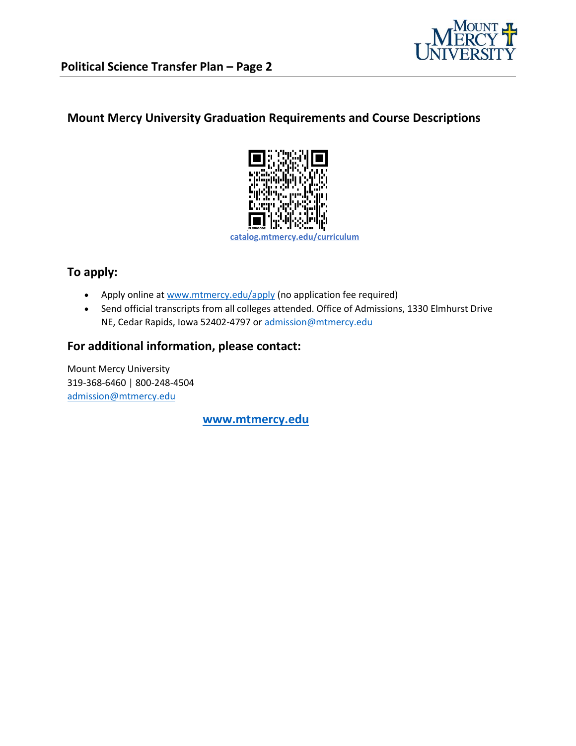## Mount Mercy University Graduation Requirements and Course Descriptions

catalog.mtmercy.edu/curriculum

## To apply:

- Apply online at www.mtmercy.edu/apply (no application fee required)
- Send official transcripts from all colleges attended. Office of Admissions, 1330 Elmhurst Drive NE, Cedar Rapids, Iowa 52402-4797 or admission@mtmercy.edu

## For additional information, please contact:

Mount Mercy University
319-368-6460 | 800-248-4504
admission@mtmercy.edu

**www.mtmercy.edu**